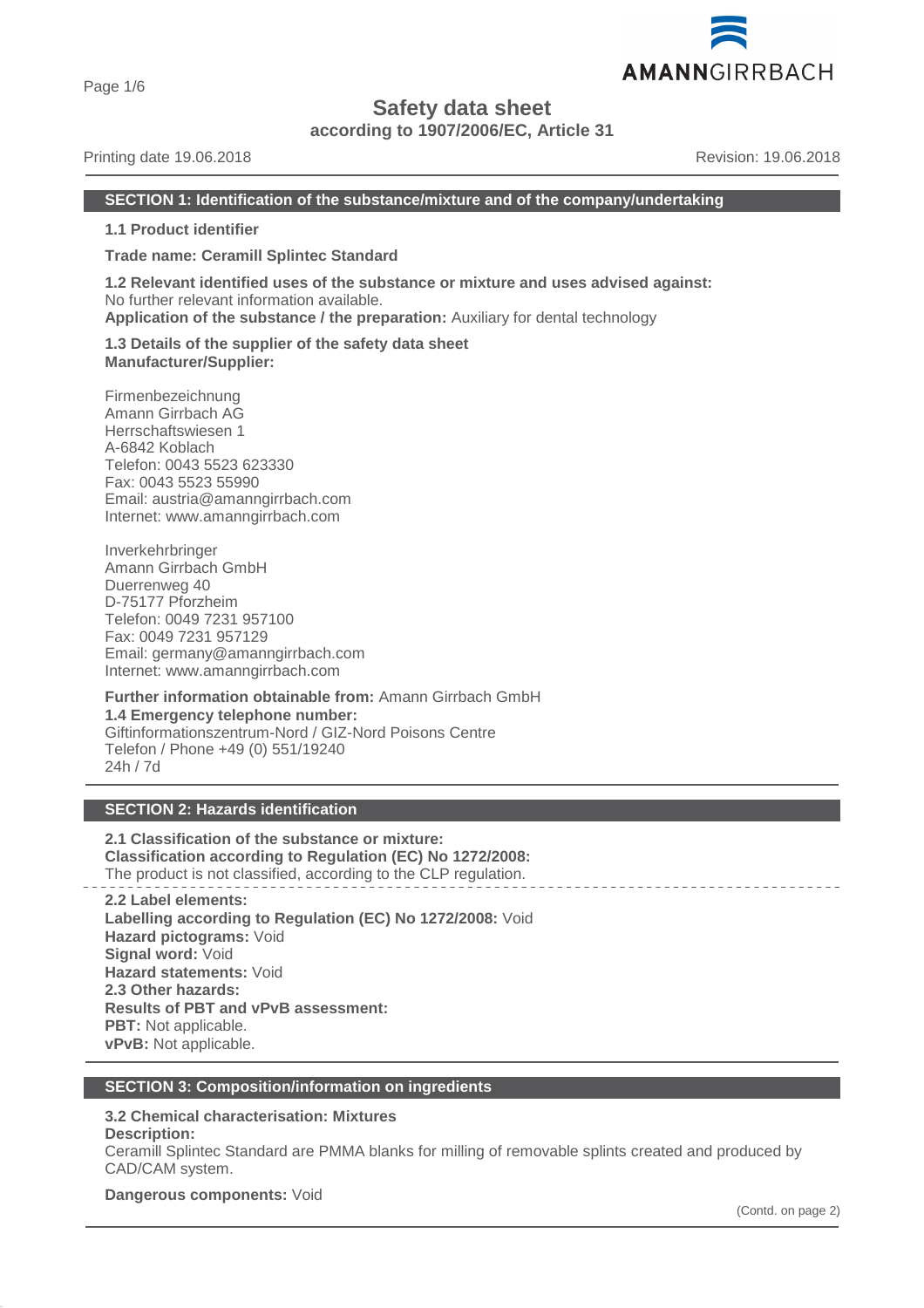# Safety data sheet

**according to 1907/2006/EC, Article 31**

Printing date 19.06.2018 | Revision: 19.06.2018

## SECTION 1: Identification of the substance/mixture and of the company/undertaking

**1.1 Product identifier**

**Trade name: Ceramill Splintec Standard**

**1.2 Relevant identified uses of the substance or mixture and uses advised against:**
No further relevant information available.
**Application of the substance / the preparation:** Auxiliary for dental technology

**1.3 Details of the supplier of the safety data sheet**
**Manufacturer/Supplier:**

Firmenbezeichnung
Amann Girrbach AG
Herrschaftswiesen 1
A-6842 Koblach
Telefon: 0043 5523 623330
Fax: 0043 5523 55990
Email: austria@amanngirrbach.com
Internet: www.amanngirrbach.com

Inverkehrbringer
Amann Girrbach GmbH
Duerrenweg 40
D-75177 Pforzheim
Telefon: 0049 7231 957100
Fax: 0049 7231 957129
Email: germany@amanngirrbach.com
Internet: www.amanngirrbach.com

**Further information obtainable from:** Amann Girrbach GmbH
**1.4 Emergency telephone number:**
Giftinformationszentrum-Nord / GIZ-Nord Poisons Centre
Telefon / Phone +49 (0) 551/19240
24h / 7d

## SECTION 2: Hazards identification

**2.1 Classification of the substance or mixture:**
**Classification according to Regulation (EC) No 1272/2008:**
The product is not classified, according to the CLP regulation.

**2.2 Label elements:**
**Labelling according to Regulation (EC) No 1272/2008:** Void
**Hazard pictograms:** Void
**Signal word:** Void
**Hazard statements:** Void
**2.3 Other hazards:**
**Results of PBT and vPvB assessment:**
**PBT:** Not applicable.
**vPvB:** Not applicable.

## SECTION 3: Composition/information on ingredients

**3.2 Chemical characterisation: Mixtures**
**Description:**
Ceramill Splintec Standard are PMMA blanks for milling of removable splints created and produced by CAD/CAM system.

**Dangerous components:** Void

(Contd. on page 2)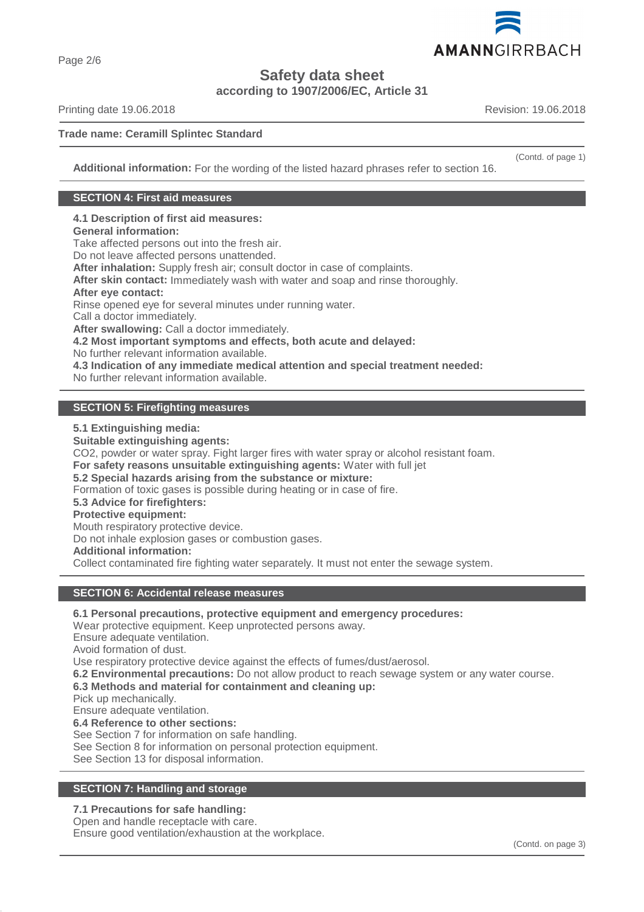**Trade name: Ceramill Splintec Standard**

(Contd. of page 1)

**Additional information:** For the wording of the listed hazard phrases refer to section 16.

## SECTION 4: First aid measures

**4.1 Description of first aid measures:**

**General information:**

Take affected persons out into the fresh air.

Do not leave affected persons unattended.

**After inhalation:** Supply fresh air; consult doctor in case of complaints.

**After skin contact:** Immediately wash with water and soap and rinse thoroughly.

**After eye contact:**

Rinse opened eye for several minutes under running water.

Call a doctor immediately.

**After swallowing:** Call a doctor immediately.

**4.2 Most important symptoms and effects, both acute and delayed:**

No further relevant information available.

**4.3 Indication of any immediate medical attention and special treatment needed:**

No further relevant information available.

## SECTION 5: Firefighting measures

**5.1 Extinguishing media:**

**Suitable extinguishing agents:**

CO2, powder or water spray. Fight larger fires with water spray or alcohol resistant foam.

**For safety reasons unsuitable extinguishing agents:** Water with full jet

**5.2 Special hazards arising from the substance or mixture:**

Formation of toxic gases is possible during heating or in case of fire.

**5.3 Advice for firefighters:**

**Protective equipment:**

Mouth respiratory protective device.

Do not inhale explosion gases or combustion gases.

**Additional information:**

Collect contaminated fire fighting water separately. It must not enter the sewage system.

## SECTION 6: Accidental release measures

**6.1 Personal precautions, protective equipment and emergency procedures:**

Wear protective equipment. Keep unprotected persons away.

Ensure adequate ventilation.

Avoid formation of dust.

Use respiratory protective device against the effects of fumes/dust/aerosol.

**6.2 Environmental precautions:** Do not allow product to reach sewage system or any water course.

**6.3 Methods and material for containment and cleaning up:**

Pick up mechanically.

Ensure adequate ventilation.

**6.4 Reference to other sections:**

See Section 7 for information on safe handling.

See Section 8 for information on personal protection equipment.

See Section 13 for disposal information.

## SECTION 7: Handling and storage

**7.1 Precautions for safe handling:**

Open and handle receptacle with care.

Ensure good ventilation/exhaustion at the workplace.

(Contd. on page 3)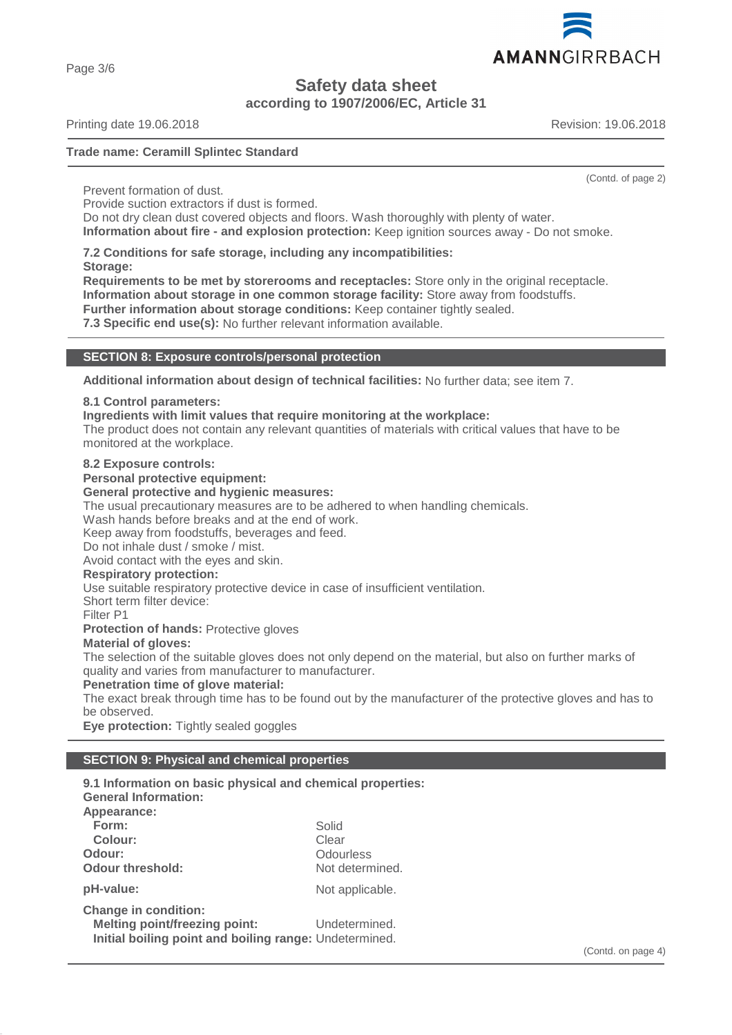**Trade name: Ceramill Splintec Standard**

(Contd. of page 2)

Prevent formation of dust.
Provide suction extractors if dust is formed.
Do not dry clean dust covered objects and floors. Wash thoroughly with plenty of water.
**Information about fire - and explosion protection:** Keep ignition sources away - Do not smoke.

**7.2 Conditions for safe storage, including any incompatibilities:**
**Storage:**
**Requirements to be met by storerooms and receptacles:** Store only in the original receptacle.
**Information about storage in one common storage facility:** Store away from foodstuffs.
**Further information about storage conditions:** Keep container tightly sealed.
**7.3 Specific end use(s):** No further relevant information available.

## SECTION 8: Exposure controls/personal protection

**Additional information about design of technical facilities:** No further data; see item 7.

**8.1 Control parameters:**
**Ingredients with limit values that require monitoring at the workplace:**
The product does not contain any relevant quantities of materials with critical values that have to be monitored at the workplace.

**8.2 Exposure controls:**
**Personal protective equipment:**
**General protective and hygienic measures:**
The usual precautionary measures are to be adhered to when handling chemicals.
Wash hands before breaks and at the end of work.
Keep away from foodstuffs, beverages and feed.
Do not inhale dust / smoke / mist.
Avoid contact with the eyes and skin.
**Respiratory protection:**
Use suitable respiratory protective device in case of insufficient ventilation.
Short term filter device:
Filter P1
**Protection of hands:** Protective gloves
**Material of gloves:**
The selection of the suitable gloves does not only depend on the material, but also on further marks of quality and varies from manufacturer to manufacturer.
**Penetration time of glove material:**
The exact break through time has to be found out by the manufacturer of the protective gloves and has to be observed.
**Eye protection:** Tightly sealed goggles

## SECTION 9: Physical and chemical properties

**9.1 Information on basic physical and chemical properties:**
**General Information:**

| | |
|---|---|
| **Appearance:** | |
| **Form:** | Solid |
| **Colour:** | Clear |
| **Odour:** | Odourless |
| **Odour threshold:** | Not determined. |
| **pH-value:** | Not applicable. |
| **Change in condition:** | |
| **Melting point/freezing point:** | Undetermined. |
| **Initial boiling point and boiling range:** | Undetermined. |

(Contd. on page 4)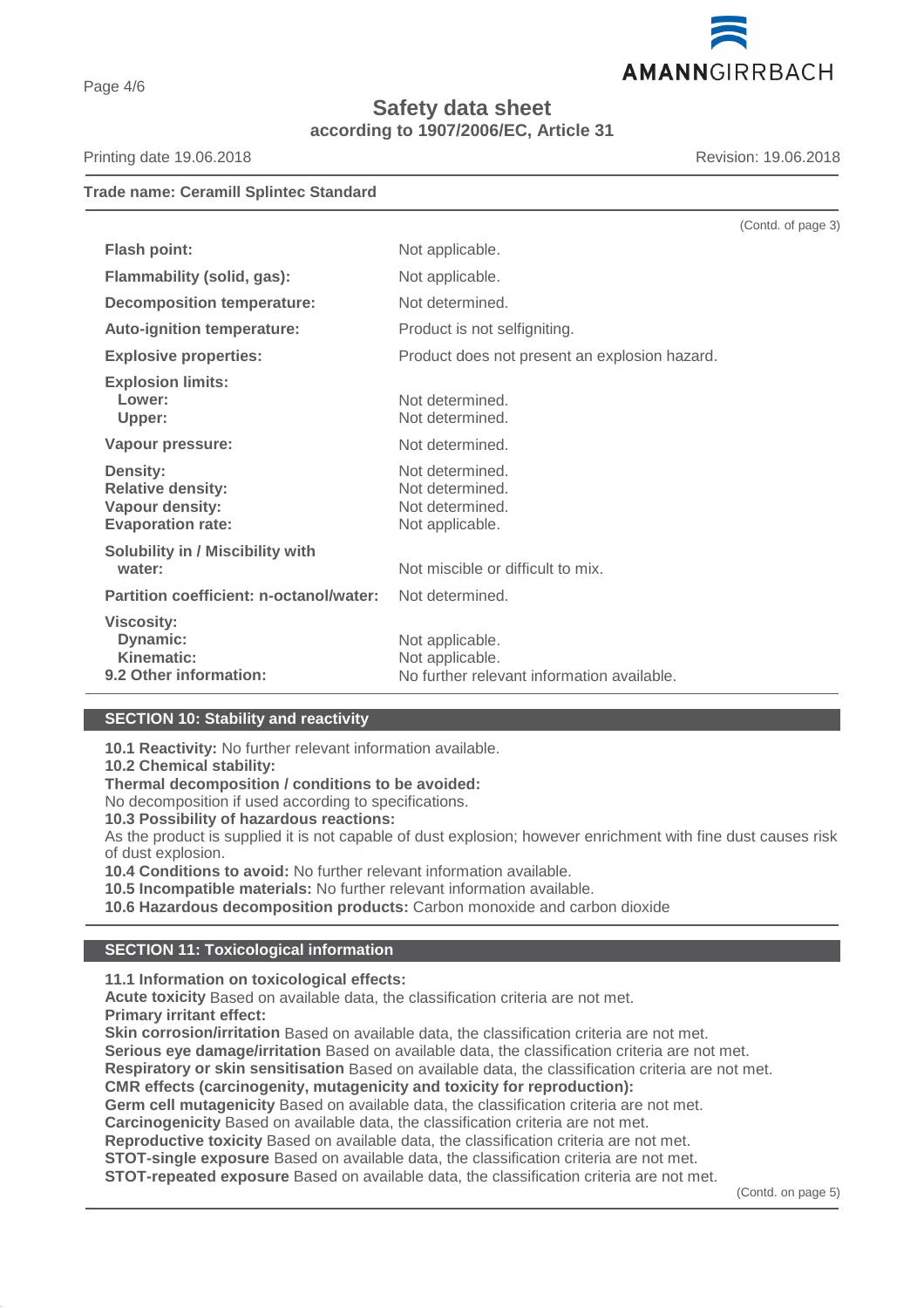**Trade name: Ceramill Splintec Standard**

(Contd. of page 3)

| | |
|---|---|
| **Flash point:** | Not applicable. |
| **Flammability (solid, gas):** | Not applicable. |
| **Decomposition temperature:** | Not determined. |
| **Auto-ignition temperature:** | Product is not selfigniting. |
| **Explosive properties:** | Product does not present an explosion hazard. |
| **Explosion limits:** | |
| **Lower:** | Not determined. |
| **Upper:** | Not determined. |
| **Vapour pressure:** | Not determined. |
| **Density:** | Not determined. |
| **Relative density:** | Not determined. |
| **Vapour density:** | Not determined. |
| **Evaporation rate:** | Not applicable. |
| **Solubility in / Miscibility with water:** | Not miscible or difficult to mix. |
| **Partition coefficient: n-octanol/water:** | Not determined. |
| **Viscosity:** | |
| **Dynamic:** | Not applicable. |
| **Kinematic:** | Not applicable. |
| **9.2 Other information:** | No further relevant information available. |

## SECTION 10: Stability and reactivity

**10.1 Reactivity:** No further relevant information available.
**10.2 Chemical stability:**
**Thermal decomposition / conditions to be avoided:**
No decomposition if used according to specifications.
**10.3 Possibility of hazardous reactions:**
As the product is supplied it is not capable of dust explosion; however enrichment with fine dust causes risk of dust explosion.
**10.4 Conditions to avoid:** No further relevant information available.
**10.5 Incompatible materials:** No further relevant information available.
**10.6 Hazardous decomposition products:** Carbon monoxide and carbon dioxide

## SECTION 11: Toxicological information

**11.1 Information on toxicological effects:**
**Acute toxicity** Based on available data, the classification criteria are not met.
**Primary irritant effect:**
**Skin corrosion/irritation** Based on available data, the classification criteria are not met.
**Serious eye damage/irritation** Based on available data, the classification criteria are not met.
**Respiratory or skin sensitisation** Based on available data, the classification criteria are not met.
**CMR effects (carcinogenity, mutagenicity and toxicity for reproduction):**
**Germ cell mutagenicity** Based on available data, the classification criteria are not met.
**Carcinogenicity** Based on available data, the classification criteria are not met.
**Reproductive toxicity** Based on available data, the classification criteria are not met.
**STOT-single exposure** Based on available data, the classification criteria are not met.
**STOT-repeated exposure** Based on available data, the classification criteria are not met.

(Contd. on page 5)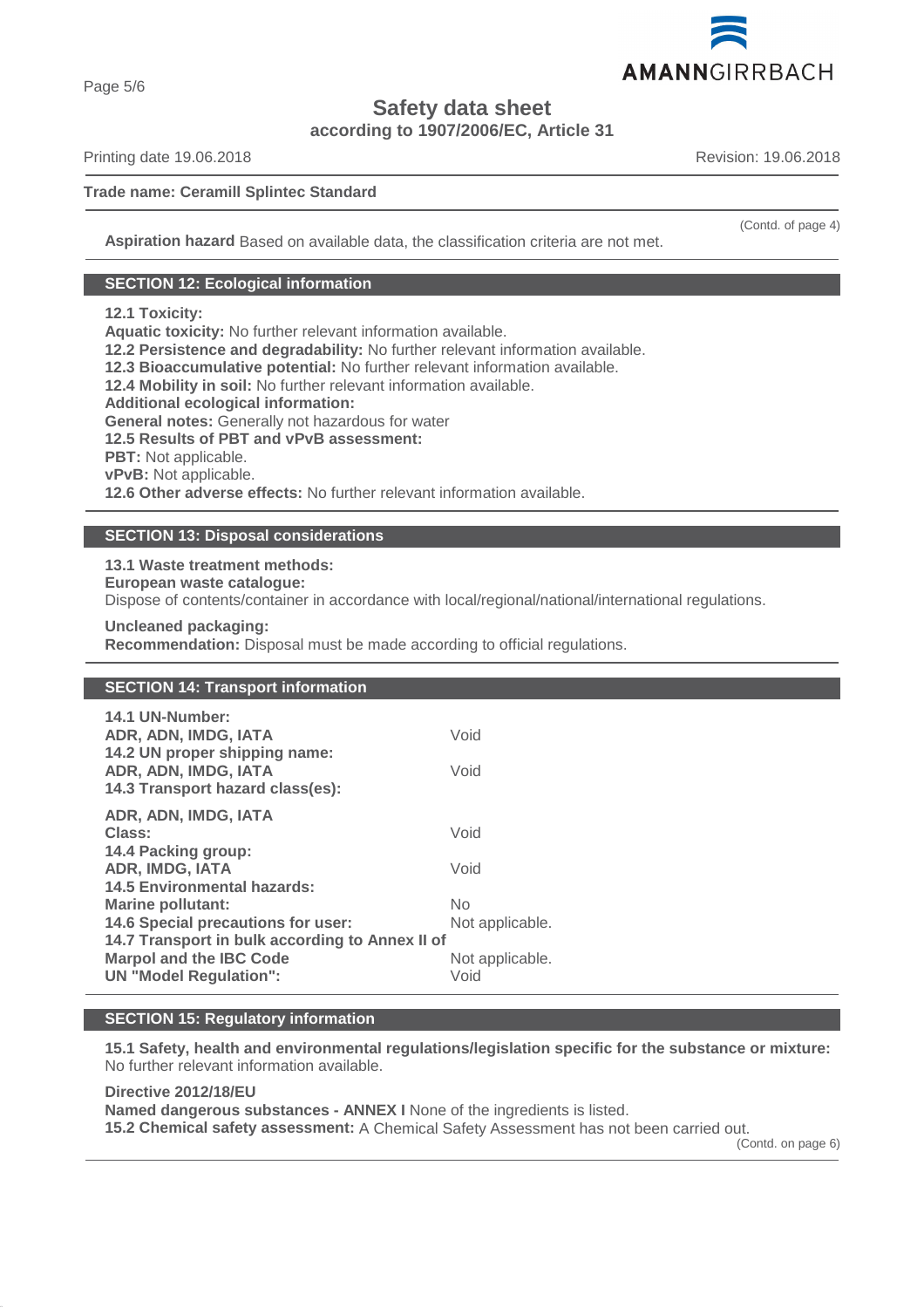(Contd. of page 4)

**Aspiration hazard** Based on available data, the classification criteria are not met.

## SECTION 12: Ecological information

**12.1 Toxicity:**
**Aquatic toxicity:** No further relevant information available.
**12.2 Persistence and degradability:** No further relevant information available.
**12.3 Bioaccumulative potential:** No further relevant information available.
**12.4 Mobility in soil:** No further relevant information available.
**Additional ecological information:**
**General notes:** Generally not hazardous for water
**12.5 Results of PBT and vPvB assessment:**
**PBT:** Not applicable.
**vPvB:** Not applicable.
**12.6 Other adverse effects:** No further relevant information available.

## SECTION 13: Disposal considerations

**13.1 Waste treatment methods:**
**European waste catalogue:**
Dispose of contents/container in accordance with local/regional/national/international regulations.

**Uncleaned packaging:**
**Recommendation:** Disposal must be made according to official regulations.

## SECTION 14: Transport information

| | |
|---|---|
| **14.1 UN-Number:** | |
| **ADR, ADN, IMDG, IATA** | Void |
| **14.2 UN proper shipping name:** | |
| **ADR, ADN, IMDG, IATA** | Void |
| **14.3 Transport hazard class(es):** | |
| **ADR, ADN, IMDG, IATA** | |
| **Class:** | Void |
| **14.4 Packing group:** | |
| **ADR, IMDG, IATA** | Void |
| **14.5 Environmental hazards:** | |
| **Marine pollutant:** | No |
| **14.6 Special precautions for user:** | Not applicable. |
| **14.7 Transport in bulk according to Annex II of Marpol and the IBC Code** | Not applicable. |
| **UN "Model Regulation":** | Void |

## SECTION 15: Regulatory information

**15.1 Safety, health and environmental regulations/legislation specific for the substance or mixture:**
No further relevant information available.

**Directive 2012/18/EU**
**Named dangerous substances - ANNEX I** None of the ingredients is listed.
**15.2 Chemical safety assessment:** A Chemical Safety Assessment has not been carried out.

(Contd. on page 6)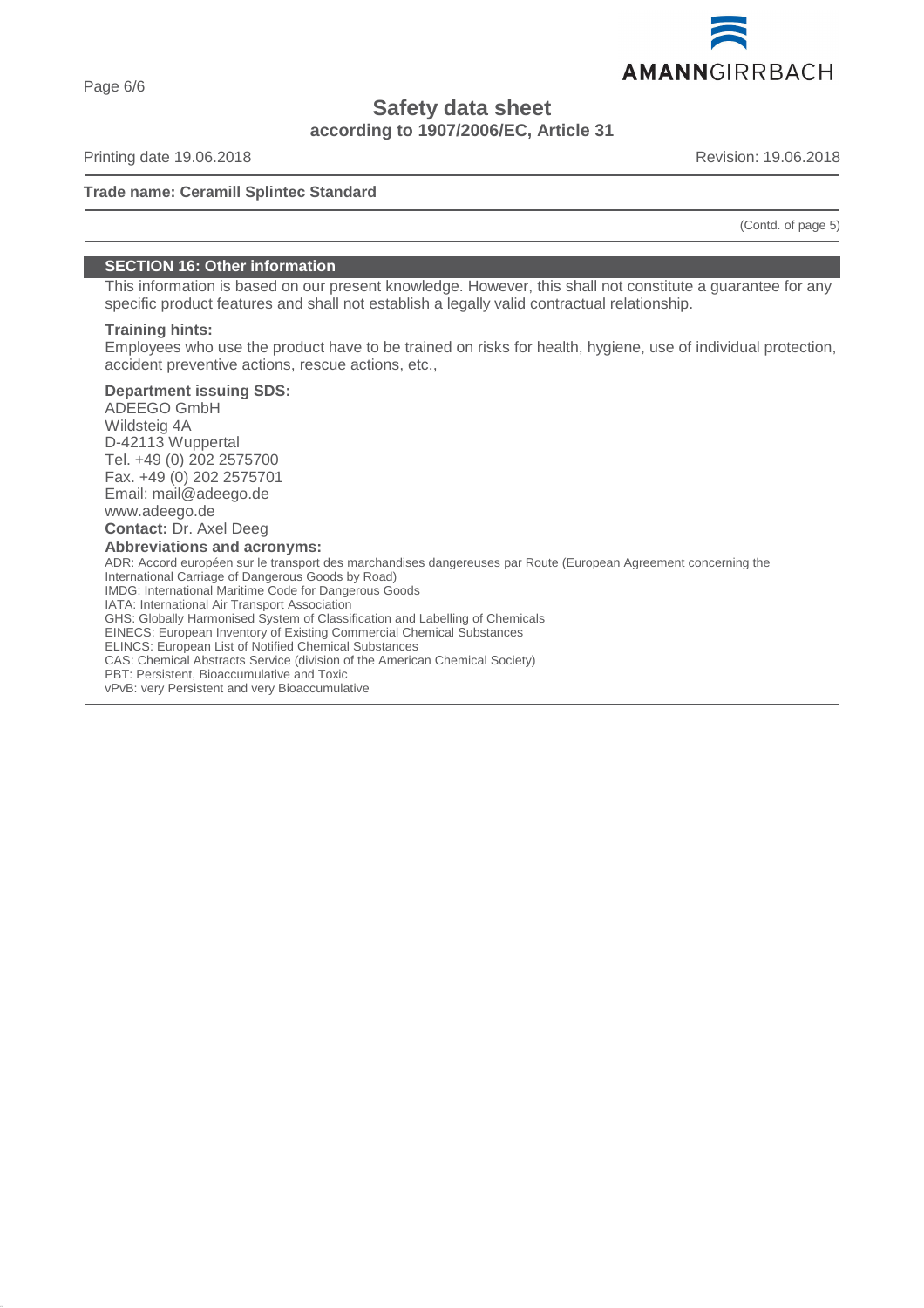**Trade name: Ceramill Splintec Standard**

(Contd. of page 5)

## SECTION 16: Other information

This information is based on our present knowledge. However, this shall not constitute a guarantee for any specific product features and shall not establish a legally valid contractual relationship.

**Training hints:**

Employees who use the product have to be trained on risks for health, hygiene, use of individual protection, accident preventive actions, rescue actions, etc.,

**Department issuing SDS:**

ADEEGO GmbH
Wildsteig 4A
D-42113 Wuppertal
Tel. +49 (0) 202 2575700
Fax. +49 (0) 202 2575701
Email: mail@adeego.de
www.adeego.de

**Contact:** Dr. Axel Deeg

**Abbreviations and acronyms:**

ADR: Accord européen sur le transport des marchandises dangereuses par Route (European Agreement concerning the International Carriage of Dangerous Goods by Road)
IMDG: International Maritime Code for Dangerous Goods
IATA: International Air Transport Association
GHS: Globally Harmonised System of Classification and Labelling of Chemicals
EINECS: European Inventory of Existing Commercial Chemical Substances
ELINCS: European List of Notified Chemical Substances
CAS: Chemical Abstracts Service (division of the American Chemical Society)
PBT: Persistent, Bioaccumulative and Toxic
vPvB: very Persistent and very Bioaccumulative